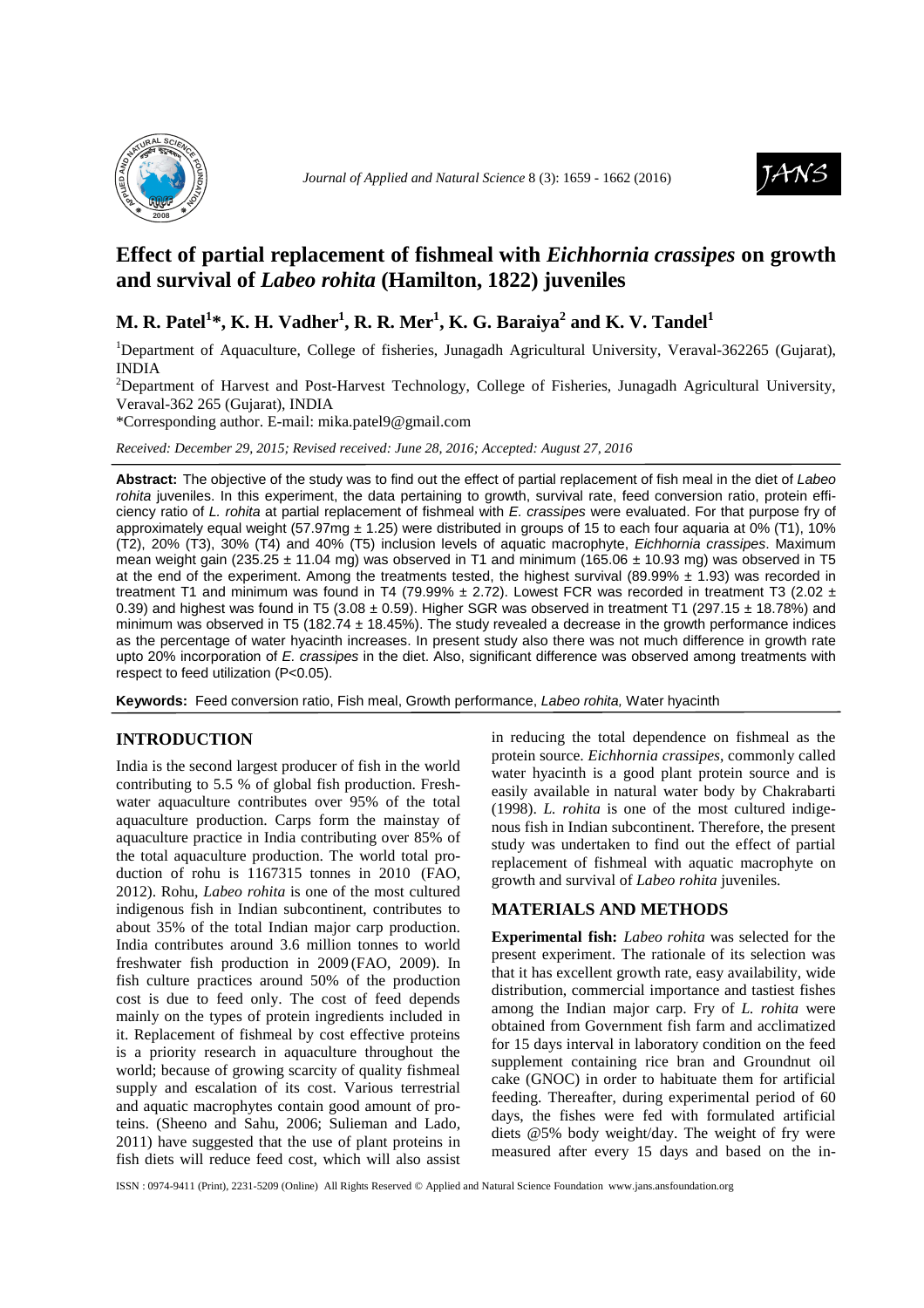# Effect of partial replacement of fishmeal with *Eichhornia crassipes* on growth and survival of *Labeo rohita* (Hamilton, 1822) juveniles

**M. R. Patel[1]\*, K. H. Vadher[1], R. R. Mer[1], K. G. Baraiya[2] and K. V. Tandel[1]**

[1]Department of Aquaculture, College of fisheries, Junagadh Agricultural University, Veraval-362265 (Gujarat), INDIA

[2]Department of Harvest and Post-Harvest Technology, College of Fisheries, Junagadh Agricultural University, Veraval-362 265 (Gujarat), INDIA

*Corresponding author. E-mail: mika.patel9@gmail.com

*Received: December 29, 2015; Revised received: June 28, 2016; Accepted: August 27, 2016*

**Abstract:** The objective of the study was to find out the effect of partial replacement of fish meal in the diet of *Labeo rohita* juveniles. In this experiment, the data pertaining to growth, survival rate, feed conversion ratio, protein efficiency ratio of *L. rohita* at partial replacement of fishmeal with *E. crassipes* were evaluated. For that purpose fry of approximately equal weight (57.97mg ± 1.25) were distributed in groups of 15 to each four aquaria at 0% (T1), 10% (T2), 20% (T3), 30% (T4) and 40% (T5) inclusion levels of aquatic macrophyte, *Eichhornia crassipes*. Maximum mean weight gain (235.25 ± 11.04 mg) was observed in T1 and minimum (165.06 ± 10.93 mg) was observed in T5 at the end of the experiment. Among the treatments tested, the highest survival (89.99% ± 1.93) was recorded in treatment T1 and minimum was found in T4 (79.99% ± 2.72). Lowest FCR was recorded in treatment T3 (2.02 ± 0.39) and highest was found in T5 (3.08 ± 0.59). Higher SGR was observed in treatment T1 (297.15 ± 18.78%) and minimum was observed in T5 (182.74 ± 18.45%). The study revealed a decrease in the growth performance indices as the percentage of water hyacinth increases. In present study also there was not much difference in growth rate upto 20% incorporation of *E. crassipes* in the diet. Also, significant difference was observed among treatments with respect to feed utilization (P<0.05).

**Keywords:** Feed conversion ratio, Fish meal, Growth performance, *Labeo rohita,* Water hyacinth

## INTRODUCTION

India is the second largest producer of fish in the world contributing to 5.5 % of global fish production. Freshwater aquaculture contributes over 95% of the total aquaculture production. Carps form the mainstay of aquaculture practice in India contributing over 85% of the total aquaculture production. The world total production of rohu is 1167315 tonnes in 2010 (FAO, 2012). Rohu, *Labeo rohita* is one of the most cultured indigenous fish in Indian subcontinent, contributes to about 35% of the total Indian major carp production. India contributes around 3.6 million tonnes to world freshwater fish production in 2009 (FAO, 2009). In fish culture practices around 50% of the production cost is due to feed only. The cost of feed depends mainly on the types of protein ingredients included in it. Replacement of fishmeal by cost effective proteins is a priority research in aquaculture throughout the world; because of growing scarcity of quality fishmeal supply and escalation of its cost. Various terrestrial and aquatic macrophytes contain good amount of proteins. (Sheeno and Sahu, 2006; Sulieman and Lado, 2011) have suggested that the use of plant proteins in fish diets will reduce feed cost, which will also assist in reducing the total dependence on fishmeal as the protein source. *Eichhornia crassipes*, commonly called water hyacinth is a good plant protein source and is easily available in natural water body by Chakrabarti (1998). *L. rohita* is one of the most cultured indigenous fish in Indian subcontinent. Therefore, the present study was undertaken to find out the effect of partial replacement of fishmeal with aquatic macrophyte on growth and survival of *Labeo rohita* juveniles.

## MATERIALS AND METHODS

**Experimental fish:** *Labeo rohita* was selected for the present experiment. The rationale of its selection was that it has excellent growth rate, easy availability, wide distribution, commercial importance and tastiest fishes among the Indian major carp. Fry of *L. rohita* were obtained from Government fish farm and acclimatized for 15 days interval in laboratory condition on the feed supplement containing rice bran and Groundnut oil cake (GNOC) in order to habituate them for artificial feeding. Thereafter, during experimental period of 60 days, the fishes were fed with formulated artificial diets @5% body weight/day. The weight of fry were measured after every 15 days and based on the in-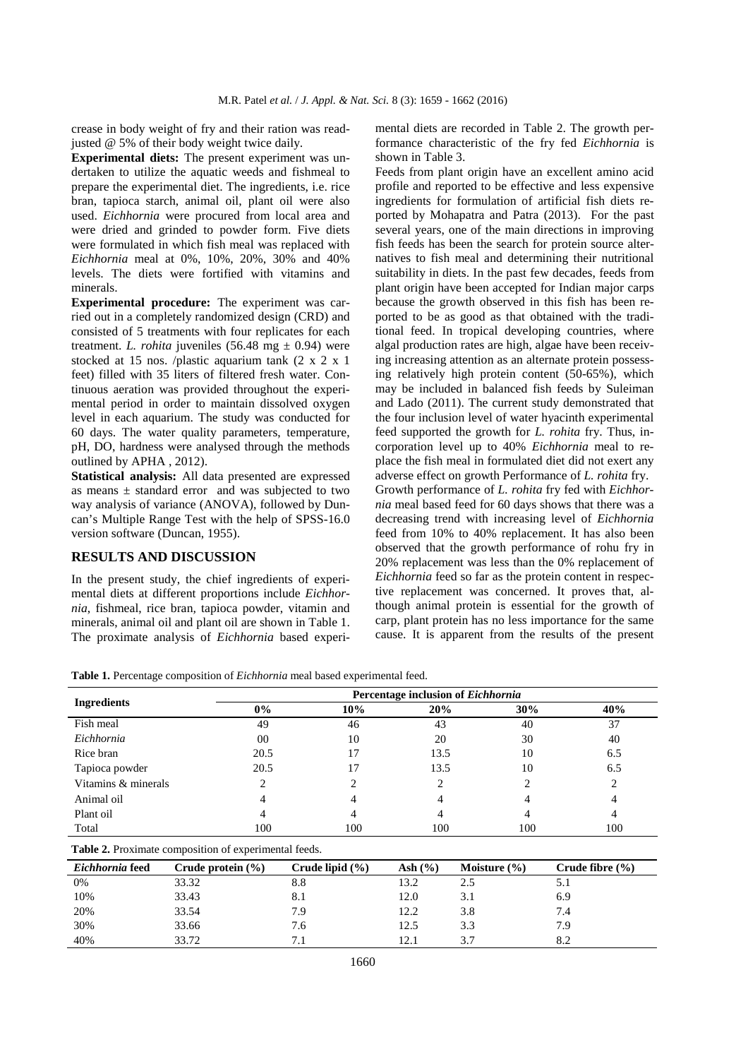crease in body weight of fry and their ration was readjusted @ 5% of their body weight twice daily.

**Experimental diets:** The present experiment was undertaken to utilize the aquatic weeds and fishmeal to prepare the experimental diet. The ingredients, i.e. rice bran, tapioca starch, animal oil, plant oil were also used. *Eichhornia* were procured from local area and were dried and grinded to powder form. Five diets were formulated in which fish meal was replaced with *Eichhornia* meal at 0%, 10%, 20%, 30% and 40% levels. The diets were fortified with vitamins and minerals.

**Experimental procedure:** The experiment was carried out in a completely randomized design (CRD) and consisted of 5 treatments with four replicates for each treatment. *L. rohita* juveniles (56.48 mg ± 0.94) were stocked at 15 nos. /plastic aquarium tank (2 x 2 x 1 feet) filled with 35 liters of filtered fresh water. Continuous aeration was provided throughout the experimental period in order to maintain dissolved oxygen level in each aquarium. The study was conducted for 60 days. The water quality parameters, temperature, pH, DO, hardness were analysed through the methods outlined by APHA , 2012).

**Statistical analysis:** All data presented are expressed as means ± standard error and was subjected to two way analysis of variance (ANOVA), followed by Duncan's Multiple Range Test with the help of SPSS-16.0 version software (Duncan, 1955).

## RESULTS AND DISCUSSION

In the present study, the chief ingredients of experimental diets at different proportions include *Eichhornia*, fishmeal, rice bran, tapioca powder, vitamin and minerals, animal oil and plant oil are shown in Table 1. The proximate analysis of *Eichhornia* based experimental diets are recorded in Table 2. The growth performance characteristic of the fry fed *Eichhornia* is shown in Table 3.

Feeds from plant origin have an excellent amino acid profile and reported to be effective and less expensive ingredients for formulation of artificial fish diets reported by Mohapatra and Patra (2013). For the past several years, one of the main directions in improving fish feeds has been the search for protein source alternatives to fish meal and determining their nutritional suitability in diets. In the past few decades, feeds from plant origin have been accepted for Indian major carps because the growth observed in this fish has been reported to be as good as that obtained with the traditional feed. In tropical developing countries, where algal production rates are high, algae have been receiving increasing attention as an alternate protein possessing relatively high protein content (50-65%), which may be included in balanced fish feeds by Suleiman and Lado (2011). The current study demonstrated that the four inclusion level of water hyacinth experimental feed supported the growth for *L. rohita* fry. Thus, incorporation level up to 40% *Eichhornia* meal to replace the fish meal in formulated diet did not exert any adverse effect on growth Performance of *L. rohita* fry.

Growth performance of *L. rohita* fry fed with *Eichhornia* meal based feed for 60 days shows that there was a decreasing trend with increasing level of *Eichhornia* feed from 10% to 40% replacement. It has also been observed that the growth performance of rohu fry in 20% replacement was less than the 0% replacement of *Eichhornia* feed so far as the protein content in respective replacement was concerned. It proves that, although animal protein is essential for the growth of carp, plant protein has no less importance for the same cause. It is apparent from the results of the present

**Table 1.** Percentage composition of *Eichhornia* meal based experimental feed.

| Ingredients | Percentage inclusion of *Eichhornia* | | | | |
|---|---|---|---|---|---|
| | 0% | 10% | 20% | 30% | 40% |
| Fish meal | 49 | 46 | 43 | 40 | 37 |
| *Eichhornia* | 00 | 10 | 20 | 30 | 40 |
| Rice bran | 20.5 | 17 | 13.5 | 10 | 6.5 |
| Tapioca powder | 20.5 | 17 | 13.5 | 10 | 6.5 |
| Vitamins & minerals | 2 | 2 | 2 | 2 | 2 |
| Animal oil | 4 | 4 | 4 | 4 | 4 |
| Plant oil | 4 | 4 | 4 | 4 | 4 |
| Total | 100 | 100 | 100 | 100 | 100 |

**Table 2.** Proximate composition of experimental feeds.

| *Eichhornia* feed | Crude protein (%) | Crude lipid (%) | Ash (%) | Moisture (%) | Crude fibre (%) |
|---|---|---|---|---|---|
| 0% | 33.32 | 8.8 | 13.2 | 2.5 | 5.1 |
| 10% | 33.43 | 8.1 | 12.0 | 3.1 | 6.9 |
| 20% | 33.54 | 7.9 | 12.2 | 3.8 | 7.4 |
| 30% | 33.66 | 7.6 | 12.5 | 3.3 | 7.9 |
| 40% | 33.72 | 7.1 | 12.1 | 3.7 | 8.2 |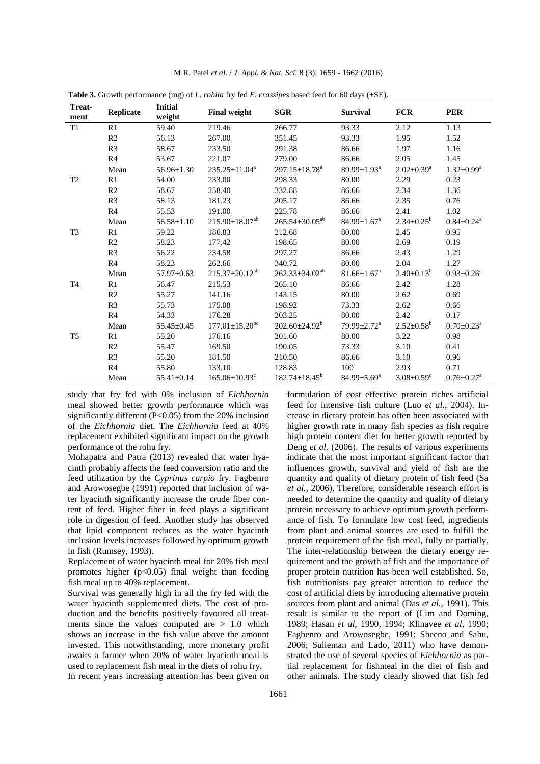**Table 3.** Growth performance (mg) of *L. rohita* fry fed *E. crassipes* based feed for 60 days (±SE).

| Treat-ment | Replicate | Initial weight | Final weight | SGR | Survival | FCR | PER |
|---|---|---|---|---|---|---|---|
| T1 | R1 | 59.40 | 219.46 | 266.77 | 93.33 | 2.12 | 1.13 |
| | R2 | 56.13 | 267.00 | 351.45 | 93.33 | 1.95 | 1.52 |
| | R3 | 58.67 | 233.50 | 291.38 | 86.66 | 1.97 | 1.16 |
| | R4 | 53.67 | 221.07 | 279.00 | 86.66 | 2.05 | 1.45 |
| | Mean | 56.96±1.30 | 235.25±11.04[a] | 297.15±18.78[a] | 89.99±1.93[a] | 2.02±0.39[a] | 1.32±0.99[a] |
| T2 | R1 | 54.00 | 233.00 | 298.33 | 80.00 | 2.29 | 0.23 |
| | R2 | 58.67 | 258.40 | 332.88 | 86.66 | 2.34 | 1.36 |
| | R3 | 58.13 | 181.23 | 205.17 | 86.66 | 2.35 | 0.76 |
| | R4 | 55.53 | 191.00 | 225.78 | 86.66 | 2.41 | 1.02 |
| | Mean | 56.58±1.10 | 215.90±18.07[ab] | 265.54±30.05[ab] | 84.99±1.67[a] | 2.34±0.25[b] | 0.84±0.24[a] |
| T3 | R1 | 59.22 | 186.83 | 212.68 | 80.00 | 2.45 | 0.95 |
| | R2 | 58.23 | 177.42 | 198.65 | 80.00 | 2.69 | 0.19 |
| | R3 | 56.22 | 234.58 | 297.27 | 86.66 | 2.43 | 1.29 |
| | R4 | 58.23 | 262.66 | 340.72 | 80.00 | 2.04 | 1.27 |
| | Mean | 57.97±0.63 | 215.37±20.12[ab] | 262.33±34.02[ab] | 81.66±1.67[a] | 2.40±0.13[b] | 0.93±0.26[a] |
| T4 | R1 | 56.47 | 215.53 | 265.10 | 86.66 | 2.42 | 1.28 |
| | R2 | 55.27 | 141.16 | 143.15 | 80.00 | 2.62 | 0.69 |
| | R3 | 55.73 | 175.08 | 198.92 | 73.33 | 2.62 | 0.66 |
| | R4 | 54.33 | 176.28 | 203.25 | 80.00 | 2.42 | 0.17 |
| | Mean | 55.45±0.45 | 177.01±15.20[bc] | 202.60±24.92[b] | 79.99±2.72[a] | 2.52±0.58[b] | 0.70±0.23[a] |
| T5 | R1 | 55.20 | 176.16 | 201.60 | 80.00 | 3.22 | 0.98 |
| | R2 | 55.47 | 169.50 | 190.05 | 73.33 | 3.10 | 0.41 |
| | R3 | 55.20 | 181.50 | 210.50 | 86.66 | 3.10 | 0.96 |
| | R4 | 55.80 | 133.10 | 128.83 | 100 | 2.93 | 0.71 |
| | Mean | 55.41±0.14 | 165.06±10.93[c] | 182.74±18.45[b] | 84.99±5.69[a] | 3.08±0.59[c] | 0.76±0.27[a] |

study that fry fed with 0% inclusion of *Eichhornia* meal showed better growth performance which was significantly different ($P<0.05$) from the 20% inclusion of the *Eichhornia* diet. The *Eichhornia* feed at 40% replacement exhibited significant impact on the growth performance of the rohu fry.

Mohapatra and Patra (2013) revealed that water hyacinth probably affects the feed conversion ratio and the feed utilization by the *Cyprinus carpio* fry. Fagbenro and Arowosegbe (1991) reported that inclusion of water hyacinth significantly increase the crude fiber content of feed. Higher fiber in feed plays a significant role in digestion of feed. Another study has observed that lipid component reduces as the water hyacinth inclusion levels increases followed by optimum growth in fish (Rumsey, 1993).

Replacement of water hyacinth meal for 20% fish meal promotes higher ($p<0.05$) final weight than feeding fish meal up to 40% replacement.

Survival was generally high in all the fry fed with the water hyacinth supplemented diets. The cost of production and the benefits positively favoured all treatments since the values computed are > 1.0 which shows an increase in the fish value above the amount invested. This notwithstanding, more monetary profit awaits a farmer when 20% of water hyacinth meal is used to replacement fish meal in the diets of rohu fry.

In recent years increasing attention has been given on formulation of cost effective protein riches artificial feed for intensive fish culture (Luo *et al.,* 2004). Increase in dietary protein has often been associated with higher growth rate in many fish species as fish require high protein content diet for better growth reported by Deng *et al.* (2006). The results of various experiments indicate that the most important significant factor that influences growth, survival and yield of fish are the quantity and quality of dietary protein of fish feed (Sa *et al.,* 2006). Therefore, considerable research effort is needed to determine the quantity and quality of dietary protein necessary to achieve optimum growth performance of fish. To formulate low cost feed, ingredients from plant and animal sources are used to fulfill the protein requirement of the fish meal, fully or partially. The inter-relationship between the dietary energy requirement and the growth of fish and the importance of proper protein nutrition has been well established. So, fish nutritionists pay greater attention to reduce the cost of artificial diets by introducing alternative protein sources from plant and animal (Das *et al.,* 1991). This result is similar to the report of (Lim and Doming, 1989; Hasan *et al*, 1990, 1994; Klinavee *et al*, 1990; Fagbenro and Arowosegbe, 1991; Sheeno and Sahu, 2006; Sulieman and Lado, 2011) who have demonstrated the use of several species of *Eichhornia* as partial replacement for fishmeal in the diet of fish and other animals. The study clearly showed that fish fed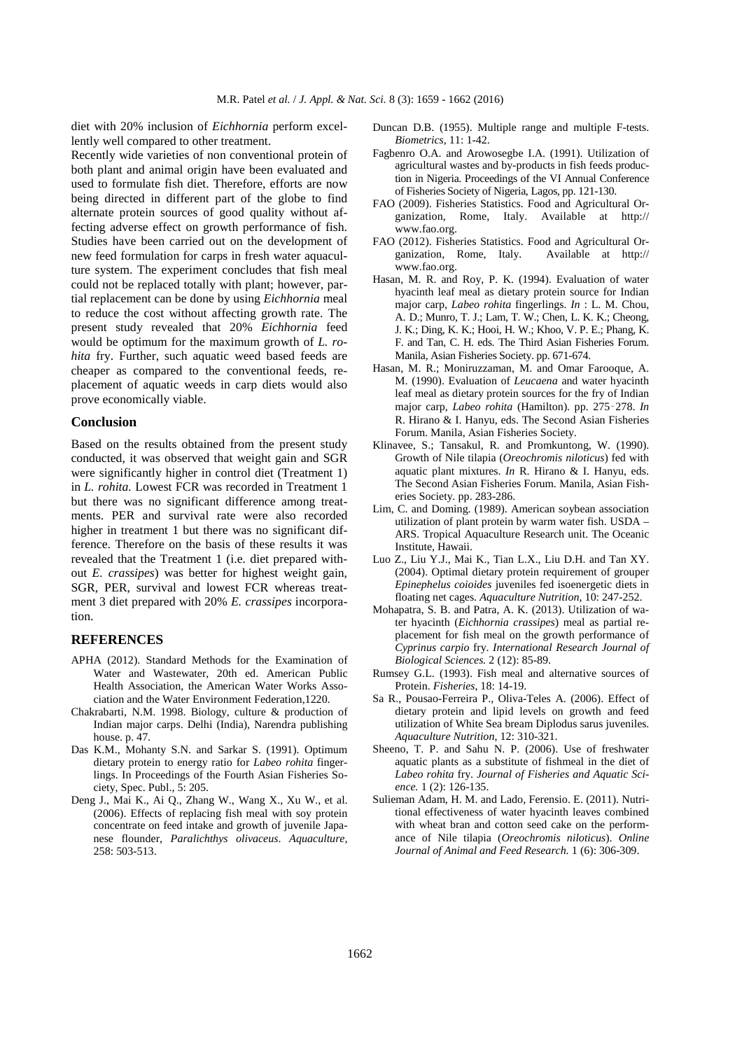diet with 20% inclusion of *Eichhornia* perform excellently well compared to other treatment.

Recently wide varieties of non conventional protein of both plant and animal origin have been evaluated and used to formulate fish diet. Therefore, efforts are now being directed in different part of the globe to find alternate protein sources of good quality without affecting adverse effect on growth performance of fish. Studies have been carried out on the development of new feed formulation for carps in fresh water aquaculture system. The experiment concludes that fish meal could not be replaced totally with plant; however, partial replacement can be done by using *Eichhornia* meal to reduce the cost without affecting growth rate. The present study revealed that 20% *Eichhornia* feed would be optimum for the maximum growth of *L. rohita* fry. Further, such aquatic weed based feeds are cheaper as compared to the conventional feeds, replacement of aquatic weeds in carp diets would also prove economically viable.

## Conclusion

Based on the results obtained from the present study conducted, it was observed that weight gain and SGR were significantly higher in control diet (Treatment 1) in *L. rohita.* Lowest FCR was recorded in Treatment 1 but there was no significant difference among treatments. PER and survival rate were also recorded higher in treatment 1 but there was no significant difference. Therefore on the basis of these results it was revealed that the Treatment 1 (i.e. diet prepared without *E. crassipes*) was better for highest weight gain, SGR, PER, survival and lowest FCR whereas treatment 3 diet prepared with 20% *E. crassipes* incorporation.

## REFERENCES

APHA (2012). Standard Methods for the Examination of Water and Wastewater, 20th ed. American Public Health Association, the American Water Works Association and the Water Environment Federation,1220.

Chakrabarti, N.M. 1998. Biology, culture & production of Indian major carps. Delhi (India), Narendra publishing house. p. 47.

Das K.M., Mohanty S.N. and Sarkar S. (1991). Optimum dietary protein to energy ratio for *Labeo rohita* fingerlings. In Proceedings of the Fourth Asian Fisheries Society, Spec. Publ., 5: 205.

Deng J., Mai K., Ai Q., Zhang W., Wang X., Xu W., et al. (2006). Effects of replacing fish meal with soy protein concentrate on feed intake and growth of juvenile Japanese flounder, *Paralichthys olivaceus*. *Aquaculture,* 258: 503-513.

Duncan D.B. (1955). Multiple range and multiple F-tests. *Biometrics,* 11: 1-42.

Fagbenro O.A. and Arowosegbe I.A. (1991). Utilization of agricultural wastes and by-products in fish feeds production in Nigeria. Proceedings of the VI Annual Conference of Fisheries Society of Nigeria, Lagos, pp. 121-130.

FAO (2009). Fisheries Statistics. Food and Agricultural Organization, Rome, Italy. Available at http://www.fao.org.

FAO (2012). Fisheries Statistics. Food and Agricultural Organization, Rome, Italy. Available at http://www.fao.org.

Hasan, M. R. and Roy, P. K. (1994). Evaluation of water hyacinth leaf meal as dietary protein source for Indian major carp, *Labeo rohita* fingerlings. *In* : L. M. Chou, A. D.; Munro, T. J.; Lam, T. W.; Chen, L. K. K.; Cheong, J. K.; Ding, K. K.; Hooi, H. W.; Khoo, V. P. E.; Phang, K. F. and Tan, C. H. eds. The Third Asian Fisheries Forum. Manila, Asian Fisheries Society. pp. 671-674.

Hasan, M. R.; Moniruzzaman, M. and Omar Farooque, A. M. (1990). Evaluation of *Leucaena* and water hyacinth leaf meal as dietary protein sources for the fry of Indian major carp, *Labeo rohita* (Hamilton). pp. 275–278. *In* R. Hirano & I. Hanyu, eds. The Second Asian Fisheries Forum. Manila, Asian Fisheries Society.

Klinavee, S.; Tansakul, R. and Promkuntong, W. (1990). Growth of Nile tilapia (*Oreochromis niloticus*) fed with aquatic plant mixtures. *In* R. Hirano & I. Hanyu, eds. The Second Asian Fisheries Forum. Manila, Asian Fisheries Society. pp. 283-286.

Lim, C. and Doming. (1989). American soybean association utilization of plant protein by warm water fish. USDA – ARS. Tropical Aquaculture Research unit. The Oceanic Institute, Hawaii.

Luo Z., Liu Y.J., Mai K., Tian L.X., Liu D.H. and Tan XY. (2004). Optimal dietary protein requirement of grouper *Epinephelus coioides* juveniles fed isoenergetic diets in floating net cages. *Aquaculture Nutrition,* 10: 247-252.

Mohapatra, S. B. and Patra, A. K. (2013). Utilization of water hyacinth (*Eichhornia crassipes*) meal as partial replacement for fish meal on the growth performance of *Cyprinus carpio* fry. *International Research Journal of Biological Sciences.* 2 (12): 85-89.

Rumsey G.L. (1993). Fish meal and alternative sources of Protein. *Fisheries,* 18: 14-19.

Sa R., Pousao-Ferreira P., Oliva-Teles A. (2006). Effect of dietary protein and lipid levels on growth and feed utilization of White Sea bream Diplodus sarus juveniles. *Aquaculture Nutrition,* 12: 310-321.

Sheeno, T. P. and Sahu N. P. (2006). Use of freshwater aquatic plants as a substitute of fishmeal in the diet of *Labeo rohita* fry. *Journal of Fisheries and Aquatic Science.* 1 (2): 126-135.

Sulieman Adam, H. M. and Lado, Ferensio. E. (2011). Nutritional effectiveness of water hyacinth leaves combined with wheat bran and cotton seed cake on the performance of Nile tilapia (*Oreochromis niloticus*). *Online Journal of Animal and Feed Research.* 1 (6): 306-309.